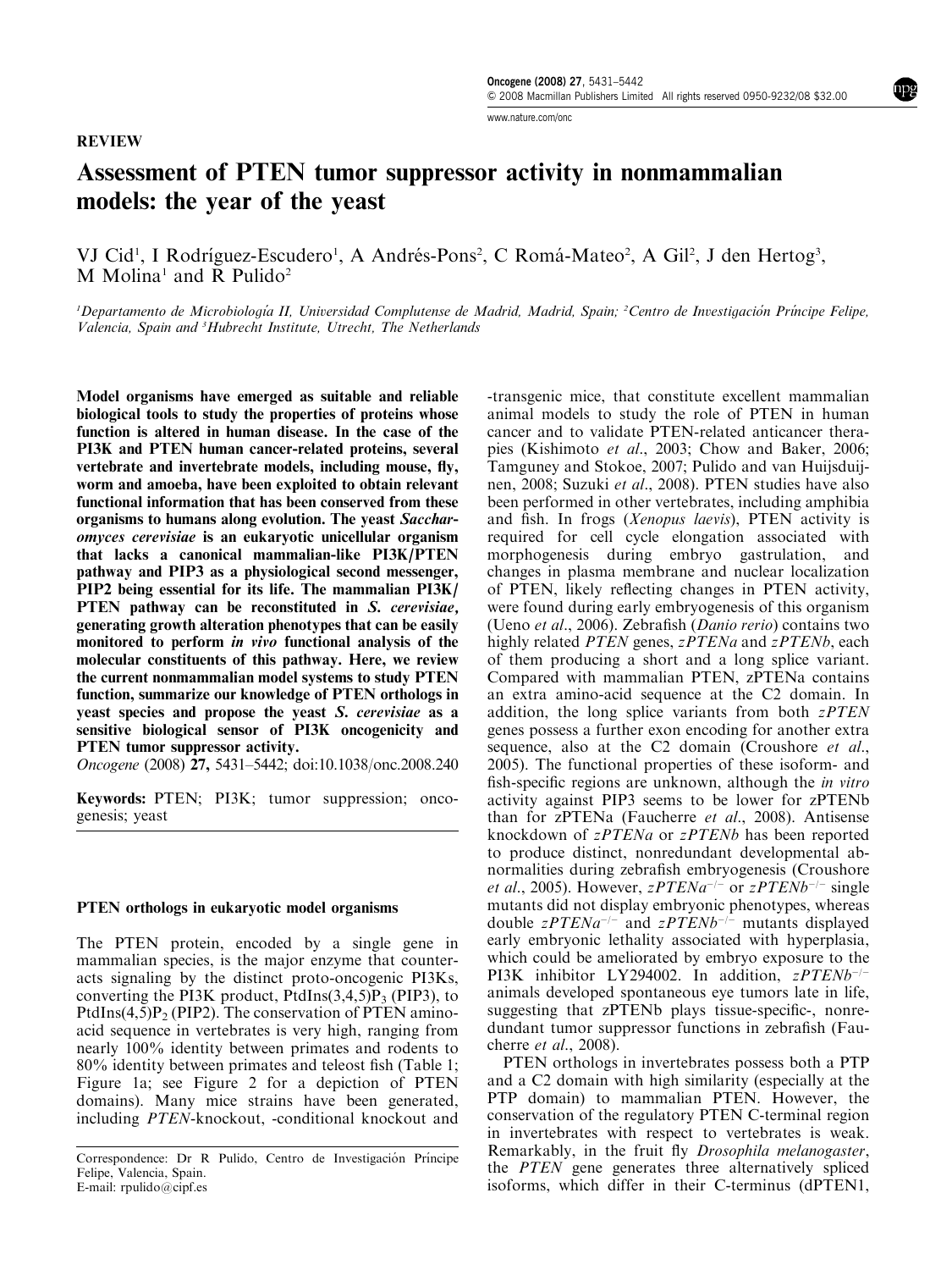REVIEW

# Assessment of PTEN tumor suppressor activity in nonmammalian models: the year of the yeast

VJ Cid[1], I Rodríguez-Escudero[1], A Andrés-Pons[2], C Romá-Mateo[2], A Gil[2], J den Hertog[3], M Molina[1] and R Pulido[2]

[1]Departamento de Microbiología II, Universidad Complutense de Madrid, Madrid, Spain; [2]Centro de Investigación Príncipe Felipe, Valencia, Spain and [3]Hubrecht Institute, Utrecht, The Netherlands

**Model organisms have emerged as suitable and reliable biological tools to study the properties of proteins whose function is altered in human disease. In the case of the PI3K and PTEN human cancer-related proteins, several vertebrate and invertebrate models, including mouse, fly, worm and amoeba, have been exploited to obtain relevant functional information that has been conserved from these organisms to humans along evolution. The yeast *Saccharomyces cerevisiae* is an eukaryotic unicellular organism that lacks a canonical mammalian-like PI3K/PTEN pathway and PIP3 as a physiological second messenger, PIP2 being essential for its life. The mammalian PI3K/PTEN pathway can be reconstituted in *S. cerevisiae*, generating growth alteration phenotypes that can be easily monitored to perform *in vivo* functional analysis of the molecular constituents of this pathway. Here, we review the current nonmammalian model systems to study PTEN function, summarize our knowledge of PTEN orthologs in yeast species and propose the yeast *S. cerevisiae* as a sensitive biological sensor of PI3K oncogenicity and PTEN tumor suppressor activity.**

*Oncogene* (2008) **27,** 5431–5442; doi:10.1038/onc.2008.240

**Keywords:** PTEN; PI3K; tumor suppression; oncogenesis; yeast

## PTEN orthologs in eukaryotic model organisms

The PTEN protein, encoded by a single gene in mammalian species, is the major enzyme that counteracts signaling by the distinct proto-oncogenic PI3Ks, converting the PI3K product, PtdIns(3,4,5)$P_3$ (PIP3), to PtdIns(4,5)$P_2$ (PIP2). The conservation of PTEN amino-acid sequence in vertebrates is very high, ranging from nearly 100% identity between primates and rodents to 80% identity between primates and teleost fish (Table 1; Figure 1a; see Figure 2 for a depiction of PTEN domains). Many mice strains have been generated, including *PTEN*-knockout, -conditional knockout and -transgenic mice, that constitute excellent mammalian animal models to study the role of PTEN in human cancer and to validate PTEN-related anticancer therapies (Kishimoto *et al*., 2003; Chow and Baker, 2006; Tamguney and Stokoe, 2007; Pulido and van Huijsduijnen, 2008; Suzuki *et al*., 2008). PTEN studies have also been performed in other vertebrates, including amphibia and fish. In frogs (*Xenopus laevis*), PTEN activity is required for cell cycle elongation associated with morphogenesis during embryo gastrulation, and changes in plasma membrane and nuclear localization of PTEN, likely reflecting changes in PTEN activity, were found during early embryogenesis of this organism (Ueno *et al*., 2006). Zebrafish (*Danio rerio*) contains two highly related *PTEN* genes, *zPTENa* and *zPTENb*, each of them producing a short and a long splice variant. Compared with mammalian PTEN, zPTENa contains an extra amino-acid sequence at the C2 domain. In addition, the long splice variants from both *zPTEN* genes possess a further exon encoding for another extra sequence, also at the C2 domain (Croushore *et al*., 2005). The functional properties of these isoform- and fish-specific regions are unknown, although the *in vitro* activity against PIP3 seems to be lower for zPTENb than for zPTENa (Faucherre *et al*., 2008). Antisense knockdown of *zPTENa* or *zPTENb* has been reported to produce distinct, nonredundant developmental abnormalities during zebrafish embryogenesis (Croushore *et al*., 2005). However, $zPTENa^{-/-}$ or $zPTENb^{-/-}$ single mutants did not display embryonic phenotypes, whereas double $zPTENa^{-/-}$ and $zPTENb^{-/-}$ mutants displayed early embryonic lethality associated with hyperplasia, which could be ameliorated by embryo exposure to the PI3K inhibitor LY294002. In addition, $zPTENb^{-/-}$ animals developed spontaneous eye tumors late in life, suggesting that zPTENb plays tissue-specific-, nonredundant tumor suppressor functions in zebrafish (Faucherre *et al*., 2008).

PTEN orthologs in invertebrates possess both a PTP and a C2 domain with high similarity (especially at the PTP domain) to mammalian PTEN. However, the conservation of the regulatory PTEN C-terminal region in invertebrates with respect to vertebrates is weak. Remarkably, in the fruit fly *Drosophila melanogaster*, the *PTEN* gene generates three alternatively spliced isoforms, which differ in their C-terminus (dPTEN1,

Correspondence: Dr R Pulido, Centro de Investigación Príncipe Felipe, Valencia, Spain.
E-mail: rpulido@cipf.es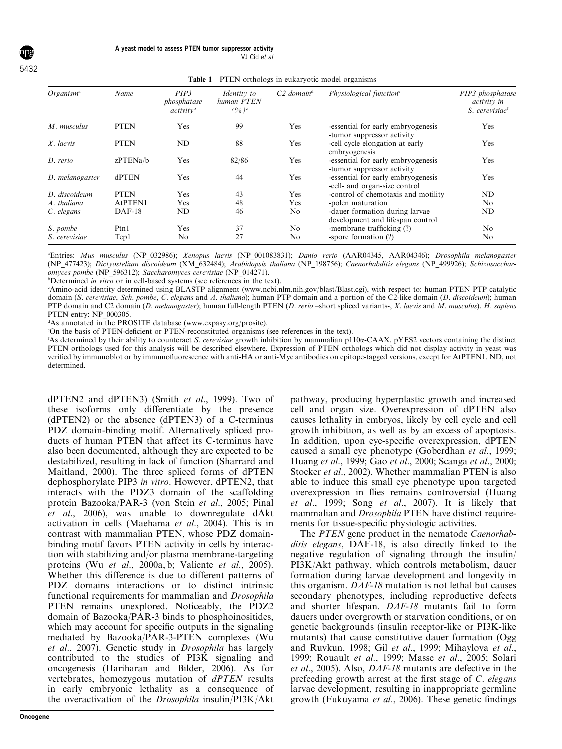**Table 1** PTEN orthologs in eukaryotic model organisms

| *Organism*[a] | *Name* | *PIP3 phosphatase activity*[b] | *Identity to human PTEN (%)*[c] | *C2 domain*[d] | *Physiological function*[e] | *PIP3 phosphatase activity in S. cerevisiae*[f] |
|---|---|---|---|---|---|---|
| *M. musculus* | PTEN | Yes | 99 | Yes | -essential for early embryogenesis -tumor suppressor activity | Yes |
| *X. laevis* | PTEN | ND | 88 | Yes | -cell cycle elongation at early embryogenesis | Yes |
| *D. rerio* | zPTENa/b | Yes | 82/86 | Yes | -essential for early embryogenesis -tumor suppressor activity | Yes |
| *D. melanogaster* | dPTEN | Yes | 44 | Yes | -essential for early embryogenesis -cell- and organ-size control | Yes |
| *D. discoideum* | PTEN | Yes | 43 | Yes | -control of chemotaxis and motility | ND |
| *A. thaliana* | AtPTEN1 | Yes | 48 | Yes | -polen maturation | No |
| *C. elegans* | DAF-18 | ND | 46 | No | -dauer formation during larvae development and lifespan control | ND |
| *S. pombe* | Ptn1 | Yes | 37 | No | -membrane trafficking (?) | No |
| *S. cerevisiae* | Tep1 | No | 27 | No | -spore formation (?) | No |

[a]Entries: *Mus musculus* (NP_032986); *Xenopus laevis* (NP_001083831); *Danio rerio* (AAR04345, AAR04346); *Drosophila melanogaster* (NP_477423); *Dictyostelium discoideum* (XM_632484); *Arabidopsis thaliana* (NP_198756); *Caenorhabditis elegans* (NP_499926); *Schizosaccharomyces pombe* (NP_596312); *Saccharomyces cerevisiae* (NP_014271).

[b]Determined *in vitro* or in cell-based systems (see references in the text).

[c]Amino-acid identity determined using BLASTP alignment (www.ncbi.nlm.nih.gov/blast/Blast.cgi), with respect to: human PTEN PTP catalytic domain (*S. cerevisiae*, *Sch. pombe*, *C. elegans* and *A. thaliana*); human PTP domain and a portion of the C2-like domain (*D. discoideum*); human PTP domain and C2 domain (*D. melanogaster*); human full-length PTEN (*D. rerio* –short spliced variants-, *X. laevis* and *M. musculus*). *H. sapiens* PTEN entry: NP_000305.

[d]As annotated in the PROSITE database (www.expasy.org/prosite).

[e]On the basis of PTEN-deficient or PTEN-reconstituted organisms (see references in the text).

[f]As determined by their ability to counteract *S. cerevisiae* growth inhibition by mammalian p110α-CAAX. pYES2 vectors containing the distinct PTEN orthologs used for this analysis will be described elsewhere. Expression of PTEN orthologs which did not display activity in yeast was verified by immunoblot or by immunofluorescence with anti-HA or anti-Myc antibodies on epitope-tagged versions, except for AtPTEN1. ND, not determined.

dPTEN2 and dPTEN3) (Smith *et al*., 1999). Two of these isoforms only differentiate by the presence (dPTEN2) or the absence (dPTEN3) of a C-terminus PDZ domain-binding motif. Alternatively spliced products of human PTEN that affect its C-terminus have also been documented, although they are expected to be destabilized, resulting in lack of function (Sharrard and Maitland, 2000). The three spliced forms of dPTEN dephosphorylate PIP3 *in vitro*. However, dPTEN2, that interacts with the PDZ3 domain of the scaffolding protein Bazooka/PAR-3 (von Stein *et al*., 2005; Pinal *et al*., 2006), was unable to downregulate dAkt activation in cells (Maehama *et al*., 2004). This is in contrast with mammalian PTEN, whose PDZ domain-binding motif favors PTEN activity in cells by interaction with stabilizing and/or plasma membrane-targeting proteins (Wu *et al*., 2000a, b; Valiente *et al*., 2005). Whether this difference is due to different patterns of PDZ domains interactions or to distinct intrinsic functional requirements for mammalian and *Drosophila* PTEN remains unexplored. Noticeably, the PDZ2 domain of Bazooka/PAR-3 binds to phosphoinositides, which may account for specific outputs in the signaling mediated by Bazooka/PAR-3-PTEN complexes (Wu *et al*., 2007). Genetic study in *Drosophila* has largely contributed to the studies of PI3K signaling and oncogenesis (Hariharan and Bilder, 2006). As for vertebrates, homozygous mutation of *dPTEN* results in early embryonic lethality as a consequence of the overactivation of the *Drosophila* insulin/PI3K/Akt pathway, producing hyperplastic growth and increased cell and organ size. Overexpression of dPTEN also causes lethality in embryos, likely by cell cycle and cell growth inhibition, as well as by an excess of apoptosis. In addition, upon eye-specific overexpression, dPTEN caused a small eye phenotype (Goberdhan *et al*., 1999; Huang *et al*., 1999; Gao *et al*., 2000; Scanga *et al*., 2000; Stocker *et al*., 2002). Whether mammalian PTEN is also able to induce this small eye phenotype upon targeted overexpression in flies remains controversial (Huang *et al*., 1999; Song *et al*., 2007). It is likely that mammalian and *Drosophila* PTEN have distinct requirements for tissue-specific physiologic activities.

The *PTEN* gene product in the nematode *Caenorhabditis elegans*, DAF-18, is also directly linked to the negative regulation of signaling through the insulin/PI3K/Akt pathway, which controls metabolism, dauer formation during larvae development and longevity in this organism. *DAF-18* mutation is not lethal but causes secondary phenotypes, including reproductive defects and shorter lifespan. *DAF-18* mutants fail to form dauers under overgrowth or starvation conditions, or on genetic backgrounds (insulin receptor-like or PI3K-like mutants) that cause constitutive dauer formation (Ogg and Ruvkun, 1998; Gil *et al*., 1999; Mihaylova *et al*., 1999; Rouault *et al*., 1999; Masse *et al*., 2005; Solari *et al*., 2005). Also, *DAF-18* mutants are defective in the prefeeding growth arrest at the first stage of *C. elegans* larvae development, resulting in inappropriate germline growth (Fukuyama *et al*., 2006). These genetic findings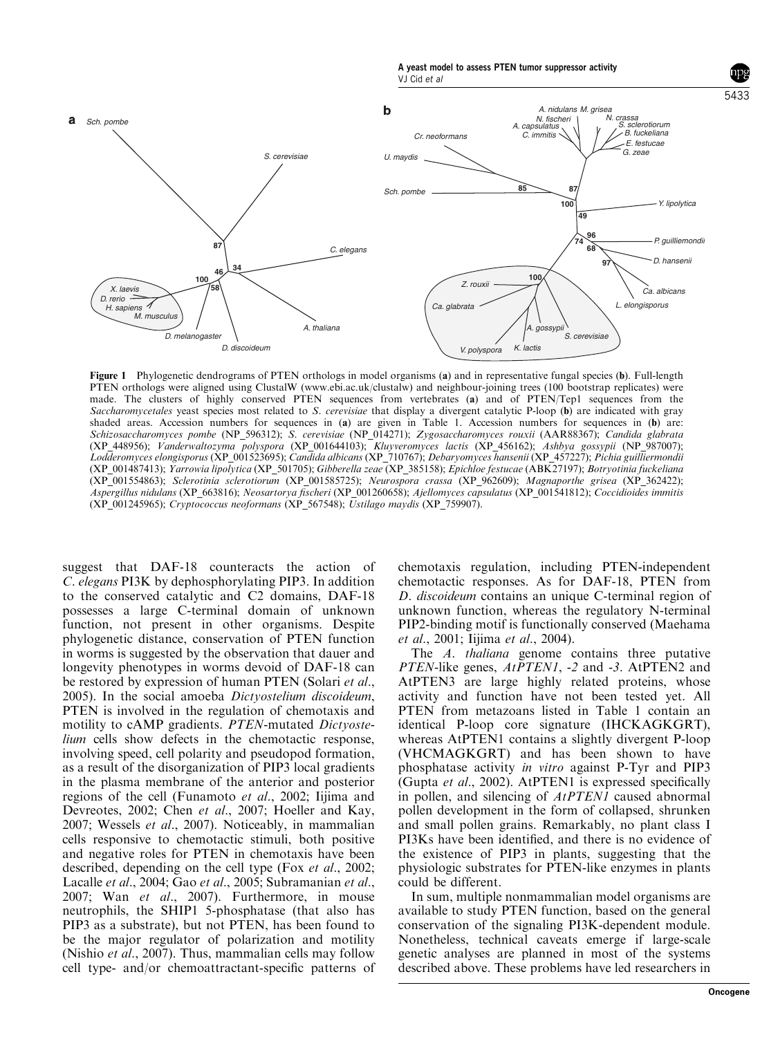a

Sch. pombe

S. cerevisiae

87

C. elegans

100

46

34

58

X. laevis

D. rerio

H. sapiens

M. musculus

D. melanogaster

D. discoideum

A. thaliana

b

A. nidulans M. grisea

N. fischeri

N. crassa

S. sclerotiorum

A. capsulatus

C. immitis

B. fuckeliana

E. festucae

G. zeae

Cr. neoformans

U. maydis

Sch. pombe

85

87

100

Y. lipolytica

49

96

74

P. guilliemondii

68

97

D. hansenii

Ca. albicans

L. elongisporus

100

Z. rouxii

Ca. glabrata

A. gossypii

S. cerevisiae

V. polyspora

K. lactis

**Figure 1** Phylogenetic dendrograms of PTEN orthologs in model organisms (**a**) and in representative fungal species (**b**). Full-length PTEN orthologs were aligned using ClustalW (www.ebi.ac.uk/clustalw) and neighbour-joining trees (100 bootstrap replicates) were made. The clusters of highly conserved PTEN sequences from vertebrates (**a**) and of PTEN/Tep1 sequences from the *Saccharomycetales* yeast species most related to *S. cerevisiae* that display a divergent catalytic P-loop (**b**) are indicated with gray shaded areas. Accession numbers for sequences in (**a**) are given in Table 1. Accession numbers for sequences in (**b**) are: *Schizosaccharomyces pombe* (NP_596312); *S. cerevisiae* (NP_014271); *Zygosaccharomyces rouxii* (AAR88367); *Candida glabrata* (XP_448956); *Vanderwaltozyma polyspora* (XP_001644103); *Kluyveromyces lactis* (XP_456162); *Ashbya gossypii* (NP_987007); *Lodderomyces elongisporus* (XP_001523695); *Candida albicans* (XP_710767); *Debaryomyces hansenii* (XP_457227); *Pichia guilliermondii* (XP_001487413); *Yarrowia lipolytica* (XP_501705); *Gibberella zeae* (XP_385158); *Epichloe festucae* (ABK27197); *Botryotinia fuckeliana* (XP_001554863); *Sclerotinia sclerotiorum* (XP_001585725); *Neurospora crassa* (XP_962609); *Magnaporthe grisea* (XP_362422); *Aspergillus nidulans* (XP_663816); *Neosartorya fischeri* (XP_001260658); *Ajellomyces capsulatus* (XP_001541812); *Coccidioides immitis* (XP_001245965); *Cryptococcus neoformans* (XP_567548); *Ustilago maydis* (XP_759907).

suggest that DAF-18 counteracts the action of *C. elegans* PI3K by dephosphorylating PIP3. In addition to the conserved catalytic and C2 domains, DAF-18 possesses a large C-terminal domain of unknown function, not present in other organisms. Despite phylogenetic distance, conservation of PTEN function in worms is suggested by the observation that dauer and longevity phenotypes in worms devoid of DAF-18 can be restored by expression of human PTEN (Solari *et al*., 2005). In the social amoeba *Dictyostelium discoideum*, PTEN is involved in the regulation of chemotaxis and motility to cAMP gradients. *PTEN*-mutated *Dictyostelium* cells show defects in the chemotactic response, involving speed, cell polarity and pseudopod formation, as a result of the disorganization of PIP3 local gradients in the plasma membrane of the anterior and posterior regions of the cell (Funamoto *et al*., 2002; Iijima and Devreotes, 2002; Chen *et al*., 2007; Hoeller and Kay, 2007; Wessels *et al*., 2007). Noticeably, in mammalian cells responsive to chemotactic stimuli, both positive and negative roles for PTEN in chemotaxis have been described, depending on the cell type (Fox *et al*., 2002; Lacalle *et al*., 2004; Gao *et al*., 2005; Subramanian *et al*., 2007; Wan *et al*., 2007). Furthermore, in mouse neutrophils, the SHIP1 5-phosphatase (that also has PIP3 as a substrate), but not PTEN, has been found to be the major regulator of polarization and motility (Nishio *et al*., 2007). Thus, mammalian cells may follow cell type- and/or chemoattractant-specific patterns of chemotaxis regulation, including PTEN-independent chemotactic responses. As for DAF-18, PTEN from *D. discoideum* contains an unique C-terminal region of unknown function, whereas the regulatory N-terminal PIP2-binding motif is functionally conserved (Maehama *et al*., 2001; Iijima *et al*., 2004).

The *A. thaliana* genome contains three putative *PTEN*-like genes, *AtPTEN1*, *-2* and *-3*. AtPTEN2 and AtPTEN3 are large highly related proteins, whose activity and function have not been tested yet. All PTEN from metazoans listed in Table 1 contain an identical P-loop core signature (IHCKAGKGRT), whereas AtPTEN1 contains a slightly divergent P-loop (VHCMAGKGRT) and has been shown to have phosphatase activity *in vitro* against P-Tyr and PIP3 (Gupta *et al*., 2002). AtPTEN1 is expressed specifically in pollen, and silencing of *AtPTEN1* caused abnormal pollen development in the form of collapsed, shrunken and small pollen grains. Remarkably, no plant class I PI3Ks have been identified, and there is no evidence of the existence of PIP3 in plants, suggesting that the physiologic substrates for PTEN-like enzymes in plants could be different.

In sum, multiple nonmammalian model organisms are available to study PTEN function, based on the general conservation of the signaling PI3K-dependent module. Nonetheless, technical caveats emerge if large-scale genetic analyses are planned in most of the systems described above. These problems have led researchers in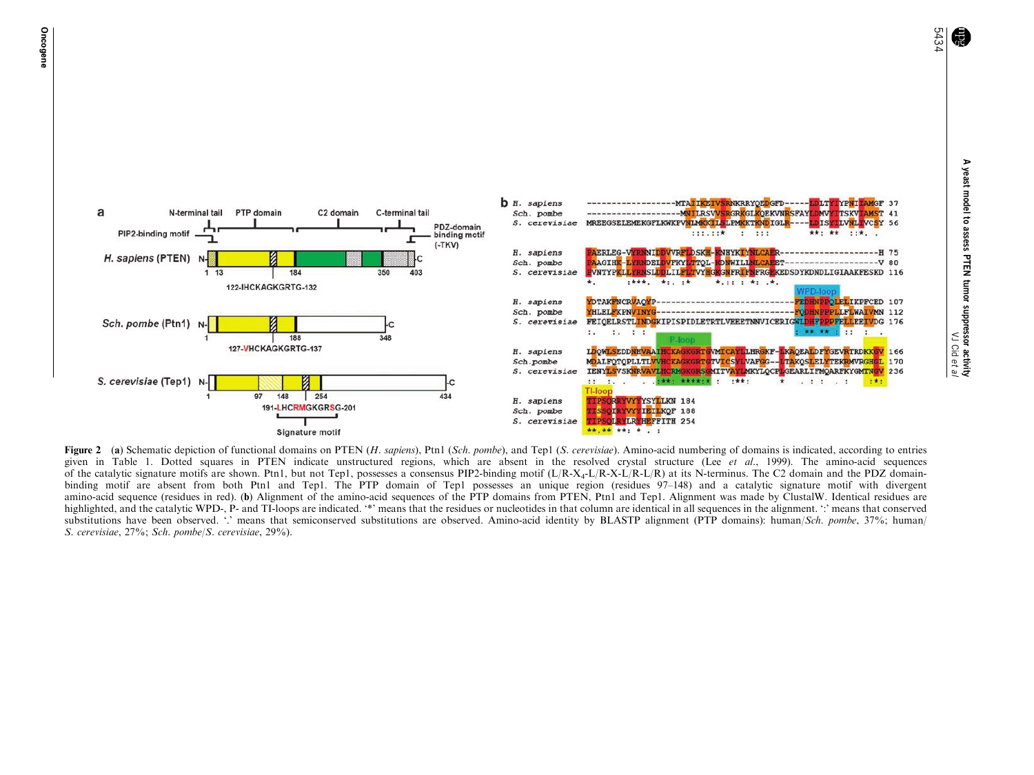a

N-terminal tail
PTP domain
C2 domain
C-terminal tail
PIP2-binding motif
PDZ-domain binding motif (-TKV)

*H. sapiens* (PTEN) N- -C
1 13 184 350 403
122-IHCKAGKGRTG-132

*Sch. pombe* (Ptn1) N- -C
1 188 348
127-VHCKAGKGRTG-137

*S. cerevisiae* (Tep1) N- -C
1 97 148 254 434
191-LHCRMGKGRSG-201
Signature motif

b

```
H. sapiens     -----------------MTAIIKEIVSRNKRRYQEDGFD-----LDLTYIYPNIIAMGF 37
Sch. pombe     -------------------MNILRSVVSRGRKGLKQEKVNRSFAYLDMVYITSKVIAMST 41
S. cerevisiae  MREEGSELEMEKGFLKWKFVNLMKKILSLPMKKTKNDIGLR----LDISYILVNLIVCSY 56
                                    :::.::*   :   :::         **: **   ::*. .

H. sapiens     PAERLEG-VYRNNIDDVVRFLDSKH-KNHYKIYNLCAER-------------------H 75
Sch. pombe     PAAGIHK-LYRNDELDVFKYLTTQL-KDNWILINLCAEET------------------V 80
S. cerevisiae  PVNTYPKLLYRNSLDDLILFLTVYHGKGNFRIFNFRGEKEDSDYKDNDLIGIAAKFESKD 116
               *.        :***.  *:. :*    *.:: : *: .*.

                                                            WPD-loop
H. sapiens     YDTAKFNCRVAQYP--------------------------FEDHNPPQLELIKPFCED 107
Sch. pombe     YHLELFKPNVINYG--------------------------FQDHNPPPLLFLWAIVMN 112
S. cerevisiae  FEIQELRSTLINDGKIPISPIDLETRTLVEEETNNVICERIGWLDHFPPPFELLEEIVDG 176
               :.    :.  : :                              : ** ** : ::  :   .

                              P-loop
H. sapiens     LDQWLSEDDNHVAAIHCKAGKGRTGVMICAYLLHRGKF-LKAQEALDFYGEVRTRDKKGV 166
Sch.pombe      MDALFQTQPLLTLVVHCKAGKGRTGTVICSYLVAFGG--LTAKQSLELYTEKRMVRGHGL 170
S. cerevisiae  IENYLSVSKNRVAVLHCRMGKGRSGMITVAYLMKYLQCPLGEARLIFMQARFKYGMTNGV 236
               ::  :. .     . .:**: ****:* :   :**:      *    . : :   . :      :*:

               TI-loop
H. sapiens     TIPSQRRYVYYYSYLLKN 184
Sch. pombe     TISSQIRYVYYIEILKQF 188
S. cerevisiae  TIPSQLRYLRYHEFFITH 254
               **.** **: *  .  :
```

**Figure 2** (**a**) Schematic depiction of functional domains on PTEN (*H. sapiens*), Ptn1 (*Sch. pombe*), and Tep1 (*S. cerevisiae*). Amino-acid numbering of domains is indicated, according to entries given in Table 1. Dotted squares in PTEN indicate unstructured regions, which are absent in the resolved crystal structure (Lee *et al*., 1999). The amino-acid sequences of the catalytic signature motifs are shown. Ptn1, but not Tep1, possesses a consensus PIP2-binding motif (L/R-X$_4$-L/R-X-L/R-L/R) at its N-terminus. The C2 domain and the PDZ domain-binding motif are absent from both Ptn1 and Tep1. The PTP domain of Tep1 possesses an unique region (residues 97–148) and a catalytic signature motif with divergent amino-acid sequence (residues in red). (**b**) Alignment of the amino-acid sequences of the PTP domains from PTEN, Ptn1 and Tep1. Alignment was made by ClustalW. Identical residues are highlighted, and the catalytic WPD-, P- and TI-loops are indicated. '*' means that the residues or nucleotides in that column are identical in all sequences in the alignment. ':' means that conserved substitutions have been observed. '.' means that semiconserved substitutions are observed. Amino-acid identity by BLASTP alignment (PTP domains): human/*Sch. pombe*, 37%; human/*S. cerevisiae*, 27%; *Sch. pombe*/*S. cerevisiae*, 29%).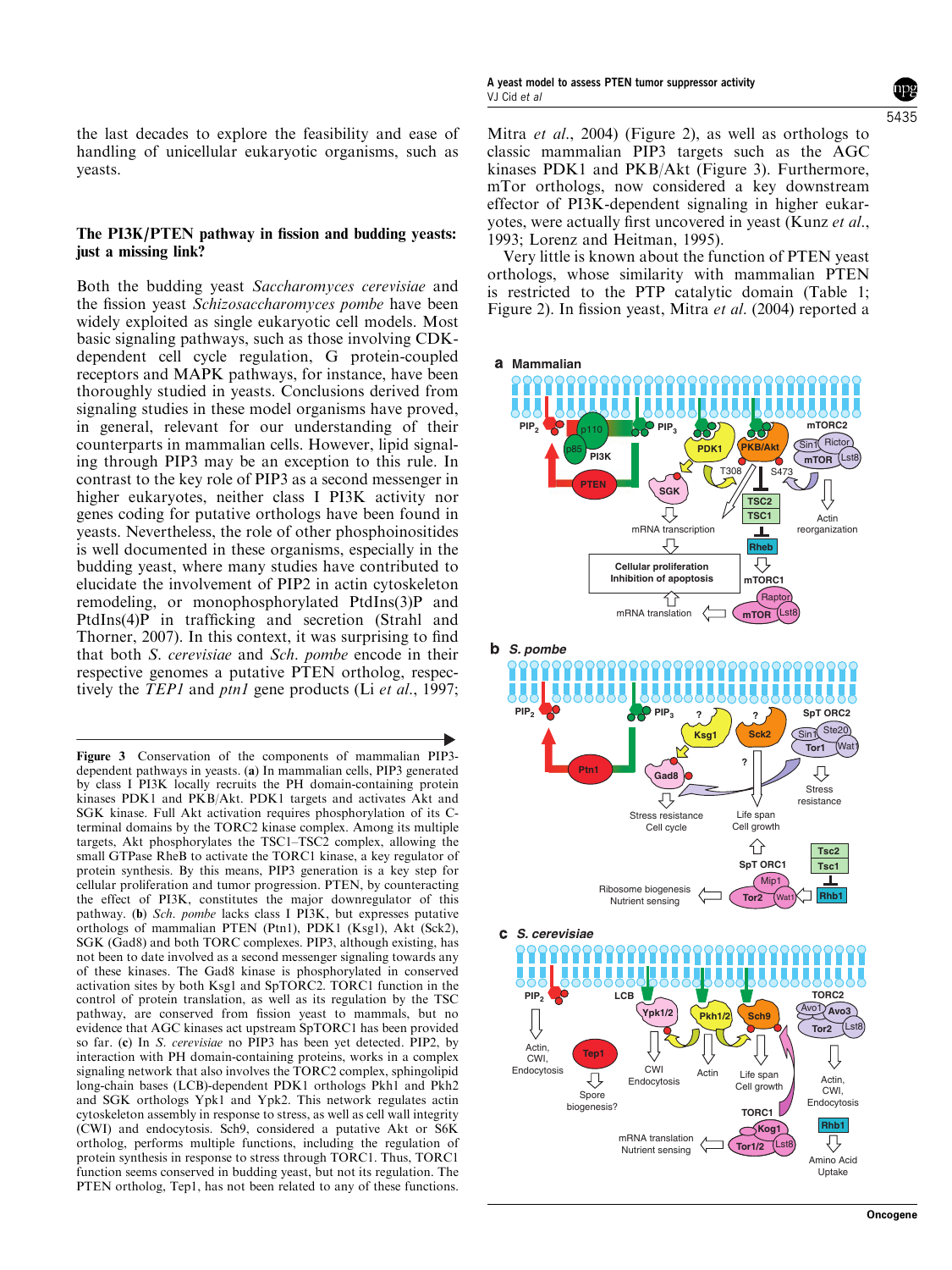the last decades to explore the feasibility and ease of handling of unicellular eukaryotic organisms, such as yeasts.

## The PI3K/PTEN pathway in fission and budding yeasts: just a missing link?

Both the budding yeast *Saccharomyces cerevisiae* and the fission yeast *Schizosaccharomyces pombe* have been widely exploited as single eukaryotic cell models. Most basic signaling pathways, such as those involving CDK-dependent cell cycle regulation, G protein-coupled receptors and MAPK pathways, for instance, have been thoroughly studied in yeasts. Conclusions derived from signaling studies in these model organisms have proved, in general, relevant for our understanding of their counterparts in mammalian cells. However, lipid signaling through PIP3 may be an exception to this rule. In contrast to the key role of PIP3 as a second messenger in higher eukaryotes, neither class I PI3K activity nor genes coding for putative orthologs have been found in yeasts. Nevertheless, the role of other phosphoinositides is well documented in these organisms, especially in the budding yeast, where many studies have contributed to elucidate the involvement of PIP2 in actin cytoskeleton remodeling, or monophosphorylated PtdIns(3)P and PtdIns(4)P in trafficking and secretion (Strahl and Thorner, 2007). In this context, it was surprising to find that both *S. cerevisiae* and *Sch. pombe* encode in their respective genomes a putative PTEN ortholog, respectively the *TEP1* and *ptn1* gene products (Li *et al*., 1997; Mitra *et al*., 2004) (Figure 2), as well as orthologs to classic mammalian PIP3 targets such as the AGC kinases PDK1 and PKB/Akt (Figure 3). Furthermore, mTor orthologs, now considered a key downstream effector of PI3K-dependent signaling in higher eukaryotes, were actually first uncovered in yeast (Kunz *et al*., 1993; Lorenz and Heitman, 1995).

Very little is known about the function of PTEN yeast orthologs, whose similarity with mammalian PTEN is restricted to the PTP catalytic domain (Table 1; Figure 2). In fission yeast, Mitra *et al*. (2004) reported a

**a** Mammalian

PIP2 p110 p85 PI3K PIP3 PDK1 PKB/Akt mTORC2 Sin1 Rictor mTOR Lst8 PTEN SGK T308 S473 TSC2 TSC1 Rheb mRNA transcription Actin reorganization Cellular proliferation Inhibition of apoptosis mTORC1 Raptor mTOR Lst8 mRNA translation

**b** *S. pombe*

PIP2 PIP3 ? Ksg1 ? Sck2 SpT ORC2 Sin1 Ste20 Tor1 Wat1 Ptn1 Gad8 ? Stress resistance Stress resistance Cell cycle Life span Cell growth Tsc2 Tsc1 SpT ORC1 Mip1 Tor2 Wat1 Rhb1 Ribosome biogenesis Nutrient sensing

**c** *S. cerevisiae*

PIP2 LCB Ypk1/2 Pkh1/2 Sch9 TORC2 Avo1 Avo3 Tor2 Lst8 Actin, CWI, Endocytosis Tep1 Spore biogenesis? CWI Endocytosis Actin Life span Cell growth Actin, CWI, Endocytosis TORC1 Kog1 Tor1/2 Lst8 Rhb1 mRNA translation Nutrient sensing Amino Acid Uptake

**Figure 3** Conservation of the components of mammalian PIP3-dependent pathways in yeasts. (**a**) In mammalian cells, PIP3 generated by class I PI3K locally recruits the PH domain-containing protein kinases PDK1 and PKB/Akt. PDK1 targets and activates Akt and SGK kinase. Full Akt activation requires phosphorylation of its C-terminal domains by the TORC2 kinase complex. Among its multiple targets, Akt phosphorylates the TSC1–TSC2 complex, allowing the small GTPase RheB to activate the TORC1 kinase, a key regulator of protein synthesis. By this means, PIP3 generation is a key step for cellular proliferation and tumor progression. PTEN, by counteracting the effect of PI3K, constitutes the major downregulator of this pathway. (**b**) *Sch. pombe* lacks class I PI3K, but expresses putative orthologs of mammalian PTEN (Ptn1), PDK1 (Ksg1), Akt (Sck2), SGK (Gad8) and both TORC complexes. PIP3, although existing, has not been to date involved as a second messenger signaling towards any of these kinases. The Gad8 kinase is phosphorylated in conserved activation sites by both Ksg1 and SpTORC2. TORC1 function in the control of protein translation, as well as its regulation by the TSC pathway, are conserved from fission yeast to mammals, but no evidence that AGC kinases act upstream SpTORC1 has been provided so far. (**c**) In *S. cerevisiae* no PIP3 has been yet detected. PIP2, by interaction with PH domain-containing proteins, works in a complex signaling network that also involves the TORC2 complex, sphingolipid long-chain bases (LCB)-dependent PDK1 orthologs Pkh1 and Pkh2 and SGK orthologs Ypk1 and Ypk2. This network regulates actin cytoskeleton assembly in response to stress, as well as cell wall integrity (CWI) and endocytosis. Sch9, considered a putative Akt or S6K ortholog, performs multiple functions, including the regulation of protein synthesis in response to stress through TORC1. Thus, TORC1 function seems conserved in budding yeast, but not its regulation. The PTEN ortholog, Tep1, has not been related to any of these functions.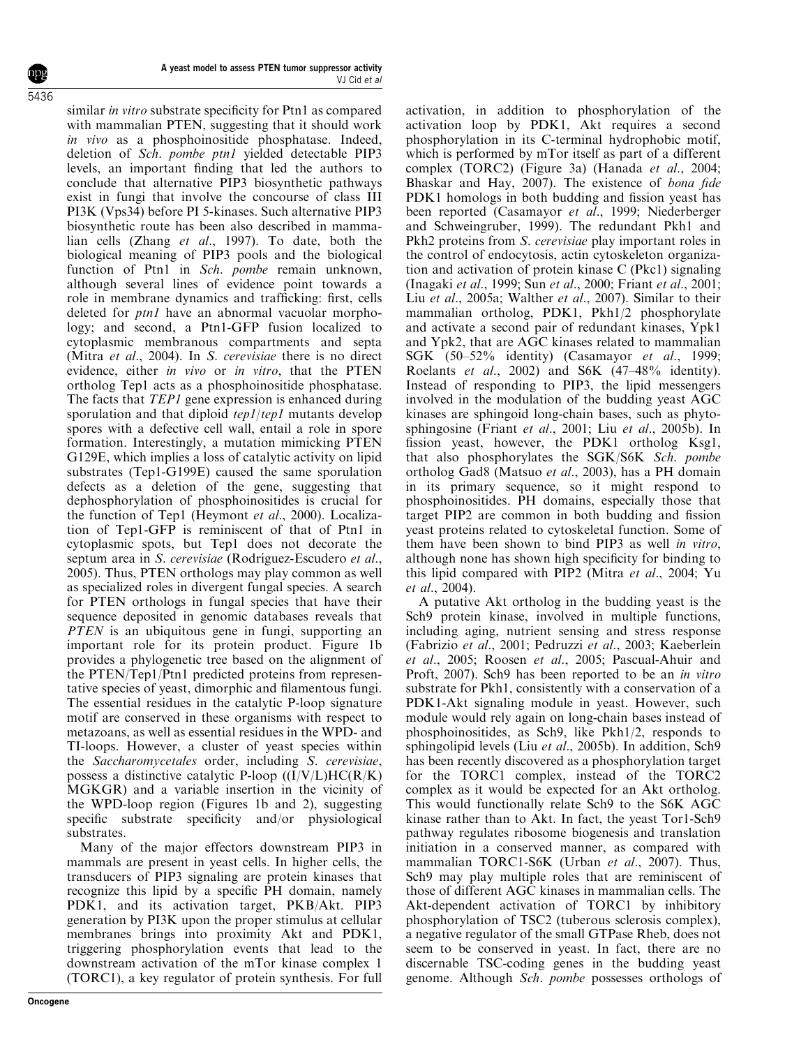similar *in vitro* substrate specificity for Ptn1 as compared with mammalian PTEN, suggesting that it should work *in vivo* as a phosphoinositide phosphatase. Indeed, deletion of *Sch. pombe ptn1* yielded detectable PIP3 levels, an important finding that led the authors to conclude that alternative PIP3 biosynthetic pathways exist in fungi that involve the concourse of class III PI3K (Vps34) before PI 5-kinases. Such alternative PIP3 biosynthetic route has been also described in mammalian cells (Zhang *et al*., 1997). To date, both the biological meaning of PIP3 pools and the biological function of Ptn1 in *Sch. pombe* remain unknown, although several lines of evidence point towards a role in membrane dynamics and trafficking: first, cells deleted for *ptn1* have an abnormal vacuolar morphology; and second, a Ptn1-GFP fusion localized to cytoplasmic membranous compartments and septa (Mitra *et al*., 2004). In *S. cerevisiae* there is no direct evidence, either *in vivo* or *in vitro*, that the PTEN ortholog Tep1 acts as a phosphoinositide phosphatase. The facts that *TEP1* gene expression is enhanced during sporulation and that diploid *tep1*/*tep1* mutants develop spores with a defective cell wall, entail a role in spore formation. Interestingly, a mutation mimicking PTEN G129E, which implies a loss of catalytic activity on lipid substrates (Tep1-G199E) caused the same sporulation defects as a deletion of the gene, suggesting that dephosphorylation of phosphoinositides is crucial for the function of Tep1 (Heymont *et al*., 2000). Localization of Tep1-GFP is reminiscent of that of Ptn1 in cytoplasmic spots, but Tep1 does not decorate the septum area in *S. cerevisiae* (Rodríguez-Escudero *et al*., 2005). Thus, PTEN orthologs may play common as well as specialized roles in divergent fungal species. A search for PTEN orthologs in fungal species that have their sequence deposited in genomic databases reveals that *PTEN* is an ubiquitous gene in fungi, supporting an important role for its protein product. Figure 1b provides a phylogenetic tree based on the alignment of the PTEN/Tep1/Ptn1 predicted proteins from representative species of yeast, dimorphic and filamentous fungi. The essential residues in the catalytic P-loop signature motif are conserved in these organisms with respect to metazoans, as well as essential residues in the WPD- and TI-loops. However, a cluster of yeast species within the *Saccharomycetales* order, including *S. cerevisiae*, possess a distinctive catalytic P-loop ((I/V/L)HC(R/K) MGKGR) and a variable insertion in the vicinity of the WPD-loop region (Figures 1b and 2), suggesting specific substrate specificity and/or physiological substrates.

Many of the major effectors downstream PIP3 in mammals are present in yeast cells. In higher cells, the transducers of PIP3 signaling are protein kinases that recognize this lipid by a specific PH domain, namely PDK1, and its activation target, PKB/Akt. PIP3 generation by PI3K upon the proper stimulus at cellular membranes brings into proximity Akt and PDK1, triggering phosphorylation events that lead to the downstream activation of the mTor kinase complex 1 (TORC1), a key regulator of protein synthesis. For full activation, in addition to phosphorylation of the activation loop by PDK1, Akt requires a second phosphorylation in its C-terminal hydrophobic motif, which is performed by mTor itself as part of a different complex (TORC2) (Figure 3a) (Hanada *et al*., 2004; Bhaskar and Hay, 2007). The existence of *bona fide* PDK1 homologs in both budding and fission yeast has been reported (Casamayor *et al*., 1999; Niederberger and Schweingruber, 1999). The redundant Pkh1 and Pkh2 proteins from *S. cerevisiae* play important roles in the control of endocytosis, actin cytoskeleton organization and activation of protein kinase C (Pkc1) signaling (Inagaki *et al*., 1999; Sun *et al*., 2000; Friant *et al*., 2001; Liu *et al*., 2005a; Walther *et al*., 2007). Similar to their mammalian ortholog, PDK1, Pkh1/2 phosphorylate and activate a second pair of redundant kinases, Ypk1 and Ypk2, that are AGC kinases related to mammalian SGK (50–52% identity) (Casamayor *et al*., 1999; Roelants *et al*., 2002) and S6K (47–48% identity). Instead of responding to PIP3, the lipid messengers involved in the modulation of the budding yeast AGC kinases are sphingoid long-chain bases, such as phytosphingosine (Friant *et al*., 2001; Liu *et al*., 2005b). In fission yeast, however, the PDK1 ortholog Ksg1, that also phosphorylates the SGK/S6K *Sch. pombe* ortholog Gad8 (Matsuo *et al*., 2003), has a PH domain in its primary sequence, so it might respond to phosphoinositides. PH domains, especially those that target PIP2 are common in both budding and fission yeast proteins related to cytoskeletal function. Some of them have been shown to bind PIP3 as well *in vitro*, although none has shown high specificity for binding to this lipid compared with PIP2 (Mitra *et al*., 2004; Yu *et al*., 2004).

A putative Akt ortholog in the budding yeast is the Sch9 protein kinase, involved in multiple functions, including aging, nutrient sensing and stress response (Fabrizio *et al*., 2001; Pedruzzi *et al*., 2003; Kaeberlein *et al*., 2005; Roosen *et al*., 2005; Pascual-Ahuir and Proft, 2007). Sch9 has been reported to be an *in vitro* substrate for Pkh1, consistently with a conservation of a PDK1-Akt signaling module in yeast. However, such module would rely again on long-chain bases instead of phosphoinositides, as Sch9, like Pkh1/2, responds to sphingolipid levels (Liu *et al*., 2005b). In addition, Sch9 has been recently discovered as a phosphorylation target for the TORC1 complex, instead of the TORC2 complex as it would be expected for an Akt ortholog. This would functionally relate Sch9 to the S6K AGC kinase rather than to Akt. In fact, the yeast Tor1-Sch9 pathway regulates ribosome biogenesis and translation initiation in a conserved manner, as compared with mammalian TORC1-S6K (Urban *et al*., 2007). Thus, Sch9 may play multiple roles that are reminiscent of those of different AGC kinases in mammalian cells. The Akt-dependent activation of TORC1 by inhibitory phosphorylation of TSC2 (tuberous sclerosis complex), a negative regulator of the small GTPase Rheb, does not seem to be conserved in yeast. In fact, there are no discernable TSC-coding genes in the budding yeast genome. Although *Sch. pombe* possesses orthologs of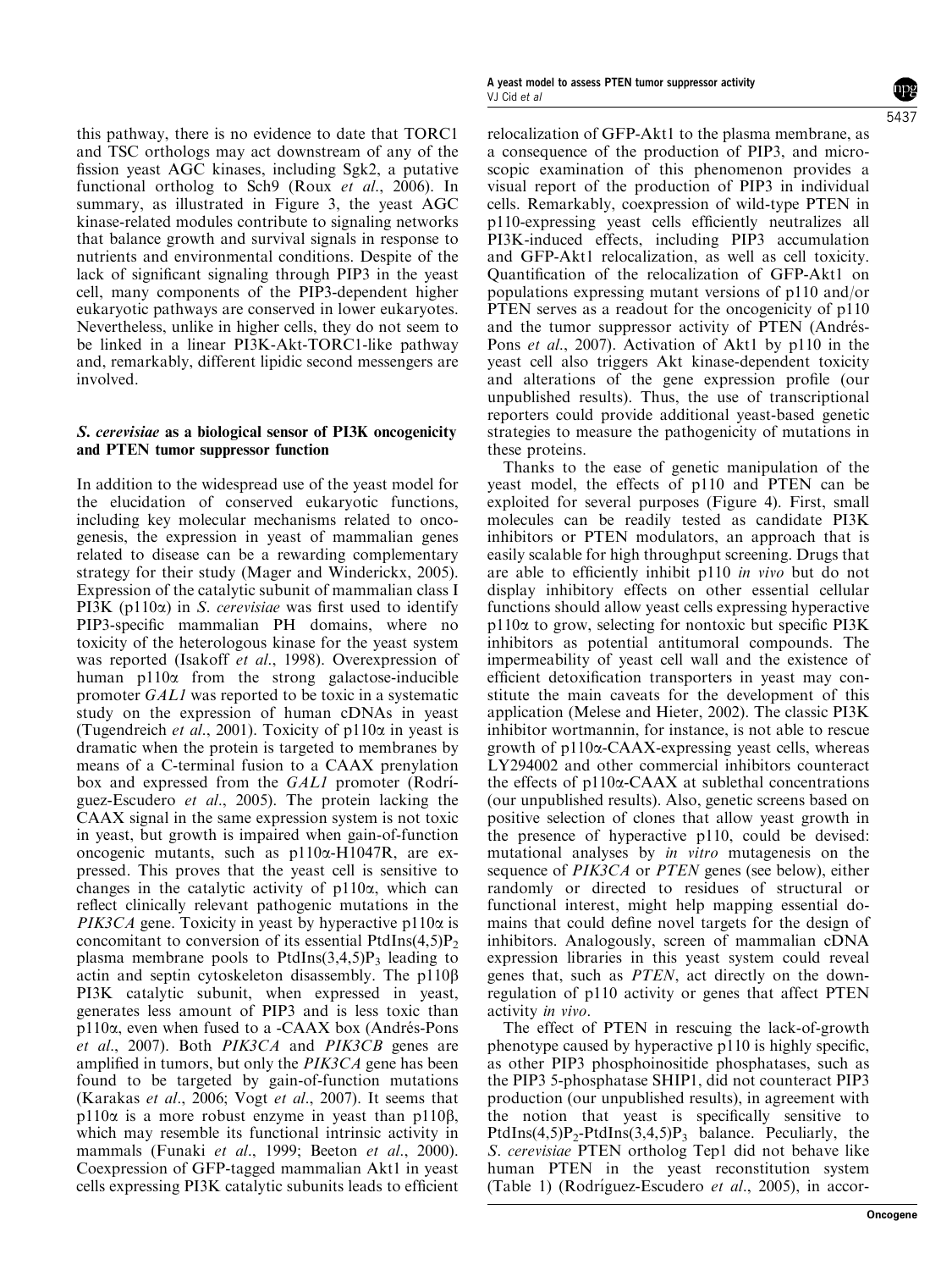this pathway, there is no evidence to date that TORC1 and TSC orthologs may act downstream of any of the fission yeast AGC kinases, including Sgk2, a putative functional ortholog to Sch9 (Roux *et al*., 2006). In summary, as illustrated in Figure 3, the yeast AGC kinase-related modules contribute to signaling networks that balance growth and survival signals in response to nutrients and environmental conditions. Despite of the lack of significant signaling through PIP3 in the yeast cell, many components of the PIP3-dependent higher eukaryotic pathways are conserved in lower eukaryotes. Nevertheless, unlike in higher cells, they do not seem to be linked in a linear PI3K-Akt-TORC1-like pathway and, remarkably, different lipidic second messengers are involved.

### *S. cerevisiae* as a biological sensor of PI3K oncogenicity and PTEN tumor suppressor function

In addition to the widespread use of the yeast model for the elucidation of conserved eukaryotic functions, including key molecular mechanisms related to oncogenesis, the expression in yeast of mammalian genes related to disease can be a rewarding complementary strategy for their study (Mager and Winderickx, 2005). Expression of the catalytic subunit of mammalian class I PI3K (p110α) in *S. cerevisiae* was first used to identify PIP3-specific mammalian PH domains, where no toxicity of the heterologous kinase for the yeast system was reported (Isakoff *et al*., 1998). Overexpression of human p110α from the strong galactose-inducible promoter *GAL1* was reported to be toxic in a systematic study on the expression of human cDNAs in yeast (Tugendreich *et al*., 2001). Toxicity of p110α in yeast is dramatic when the protein is targeted to membranes by means of a C-terminal fusion to a CAAX prenylation box and expressed from the *GAL1* promoter (Rodríguez-Escudero *et al*., 2005). The protein lacking the CAAX signal in the same expression system is not toxic in yeast, but growth is impaired when gain-of-function oncogenic mutants, such as p110α-H1047R, are expressed. This proves that the yeast cell is sensitive to changes in the catalytic activity of p110α, which can reflect clinically relevant pathogenic mutations in the *PIK3CA* gene. Toxicity in yeast by hyperactive p110α is concomitant to conversion of its essential PtdIns(4,5)$P_2$ plasma membrane pools to PtdIns(3,4,5)$P_3$ leading to actin and septin cytoskeleton disassembly. The p110β PI3K catalytic subunit, when expressed in yeast, generates less amount of PIP3 and is less toxic than p110α, even when fused to a -CAAX box (Andrés-Pons *et al*., 2007). Both *PIK3CA* and *PIK3CB* genes are amplified in tumors, but only the *PIK3CA* gene has been found to be targeted by gain-of-function mutations (Karakas *et al*., 2006; Vogt *et al*., 2007). It seems that p110α is a more robust enzyme in yeast than p110β, which may resemble its functional intrinsic activity in mammals (Funaki *et al*., 1999; Beeton *et al*., 2000). Coexpression of GFP-tagged mammalian Akt1 in yeast cells expressing PI3K catalytic subunits leads to efficient relocalization of GFP-Akt1 to the plasma membrane, as a consequence of the production of PIP3, and microscopic examination of this phenomenon provides a visual report of the production of PIP3 in individual cells. Remarkably, coexpression of wild-type PTEN in p110-expressing yeast cells efficiently neutralizes all PI3K-induced effects, including PIP3 accumulation and GFP-Akt1 relocalization, as well as cell toxicity. Quantification of the relocalization of GFP-Akt1 on populations expressing mutant versions of p110 and/or PTEN serves as a readout for the oncogenicity of p110 and the tumor suppressor activity of PTEN (Andrés-Pons *et al*., 2007). Activation of Akt1 by p110 in the yeast cell also triggers Akt kinase-dependent toxicity and alterations of the gene expression profile (our unpublished results). Thus, the use of transcriptional reporters could provide additional yeast-based genetic strategies to measure the pathogenicity of mutations in these proteins.

Thanks to the ease of genetic manipulation of the yeast model, the effects of p110 and PTEN can be exploited for several purposes (Figure 4). First, small molecules can be readily tested as candidate PI3K inhibitors or PTEN modulators, an approach that is easily scalable for high throughput screening. Drugs that are able to efficiently inhibit p110 *in vivo* but do not display inhibitory effects on other essential cellular functions should allow yeast cells expressing hyperactive p110α to grow, selecting for nontoxic but specific PI3K inhibitors as potential antitumoral compounds. The impermeability of yeast cell wall and the existence of efficient detoxification transporters in yeast may constitute the main caveats for the development of this application (Melese and Hieter, 2002). The classic PI3K inhibitor wortmannin, for instance, is not able to rescue growth of p110α-CAAX-expressing yeast cells, whereas LY294002 and other commercial inhibitors counteract the effects of p110α-CAAX at sublethal concentrations (our unpublished results). Also, genetic screens based on positive selection of clones that allow yeast growth in the presence of hyperactive p110, could be devised: mutational analyses by *in vitro* mutagenesis on the sequence of *PIK3CA* or *PTEN* genes (see below), either randomly or directed to residues of structural or functional interest, might help mapping essential domains that could define novel targets for the design of inhibitors. Analogously, screen of mammalian cDNA expression libraries in this yeast system could reveal genes that, such as *PTEN*, act directly on the down-regulation of p110 activity or genes that affect PTEN activity *in vivo*.

The effect of PTEN in rescuing the lack-of-growth phenotype caused by hyperactive p110 is highly specific, as other PIP3 phosphoinositide phosphatases, such as the PIP3 5-phosphatase SHIP1, did not counteract PIP3 production (our unpublished results), in agreement with the notion that yeast is specifically sensitive to PtdIns(4,5)$P_2$-PtdIns(3,4,5)$P_3$ balance. Peculiarly, the *S. cerevisiae* PTEN ortholog Tep1 did not behave like human PTEN in the yeast reconstitution system (Table 1) (Rodríguez-Escudero *et al*., 2005), in accor-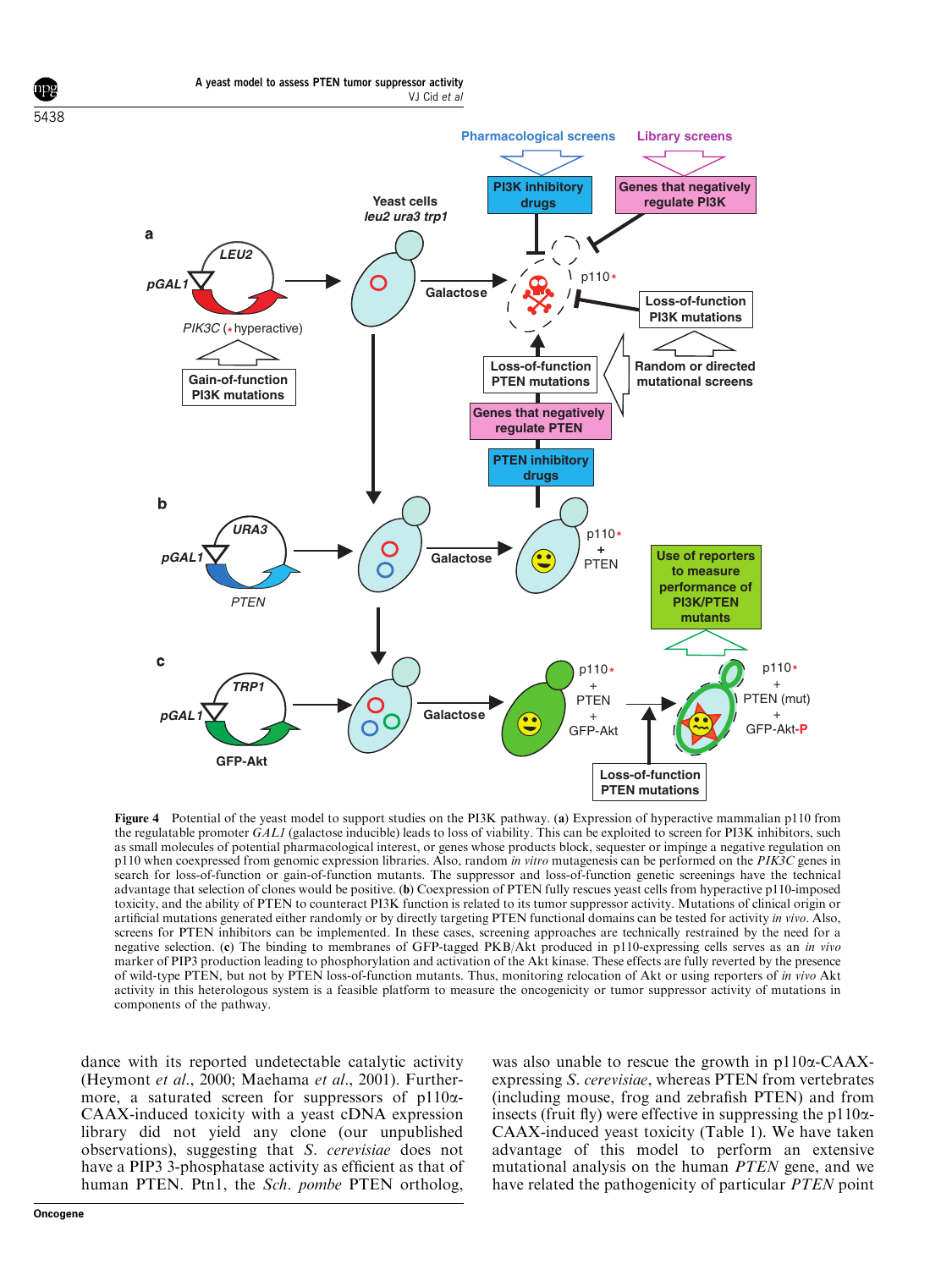Pharmacological screens

Library screens

PI3K inhibitory drugs

Genes that negatively regulate PI3K

Yeast cells
*leu2 ura3 trp1*

a

*LEU2*

*pGAL1*

*PIK3C* (* hyperactive)

Gain-of-function PI3K mutations

Galactose

p110*

Loss-of-function PI3K mutations

Loss-of-function PTEN mutations

Random or directed mutational screens

Genes that negatively regulate PTEN

PTEN inhibitory drugs

b

*URA3*

*pGAL1*

*PTEN*

Galactose

p110*
+
PTEN

Use of reporters to measure performance of PI3K/PTEN mutants

c

*TRP1*

*pGAL1*

GFP-Akt

Galactose

p110*
+
PTEN
+
GFP-Akt

p110*
+
PTEN (mut)
+
GFP-Akt-P

Loss-of-function PTEN mutations

**Figure 4** Potential of the yeast model to support studies on the PI3K pathway. (**a**) Expression of hyperactive mammalian p110 from the regulatable promoter *GAL1* (galactose inducible) leads to loss of viability. This can be exploited to screen for PI3K inhibitors, such as small molecules of potential pharmacological interest, or genes whose products block, sequester or impinge a negative regulation on p110 when coexpressed from genomic expression libraries. Also, random *in vitro* mutagenesis can be performed on the *PIK3C* genes in search for loss-of-function or gain-of-function mutants. The suppressor and loss-of-function genetic screenings have the technical advantage that selection of clones would be positive. (**b**) Coexpression of PTEN fully rescues yeast cells from hyperactive p110-imposed toxicity, and the ability of PTEN to counteract PI3K function is related to its tumor suppressor activity. Mutations of clinical origin or artificial mutations generated either randomly or by directly targeting PTEN functional domains can be tested for activity *in vivo*. Also, screens for PTEN inhibitors can be implemented. In these cases, screening approaches are technically restrained by the need for a negative selection. (**c**) The binding to membranes of GFP-tagged PKB/Akt produced in p110-expressing cells serves as an *in vivo* marker of PIP3 production leading to phosphorylation and activation of the Akt kinase. These effects are fully reverted by the presence of wild-type PTEN, but not by PTEN loss-of-function mutants. Thus, monitoring relocation of Akt or using reporters of *in vivo* Akt activity in this heterologous system is a feasible platform to measure the oncogenicity or tumor suppressor activity of mutations in components of the pathway.

dance with its reported undetectable catalytic activity (Heymont *et al*., 2000; Maehama *et al*., 2001). Furthermore, a saturated screen for suppressors of p110α-CAAX-induced toxicity with a yeast cDNA expression library did not yield any clone (our unpublished observations), suggesting that *S. cerevisiae* does not have a PIP3 3-phosphatase activity as efficient as that of human PTEN. Ptn1, the *Sch. pombe* PTEN ortholog, was also unable to rescue the growth in p110α-CAAX-expressing *S. cerevisiae*, whereas PTEN from vertebrates (including mouse, frog and zebrafish PTEN) and from insects (fruit fly) were effective in suppressing the p110α-CAAX-induced yeast toxicity (Table 1). We have taken advantage of this model to perform an extensive mutational analysis on the human *PTEN* gene, and we have related the pathogenicity of particular *PTEN* point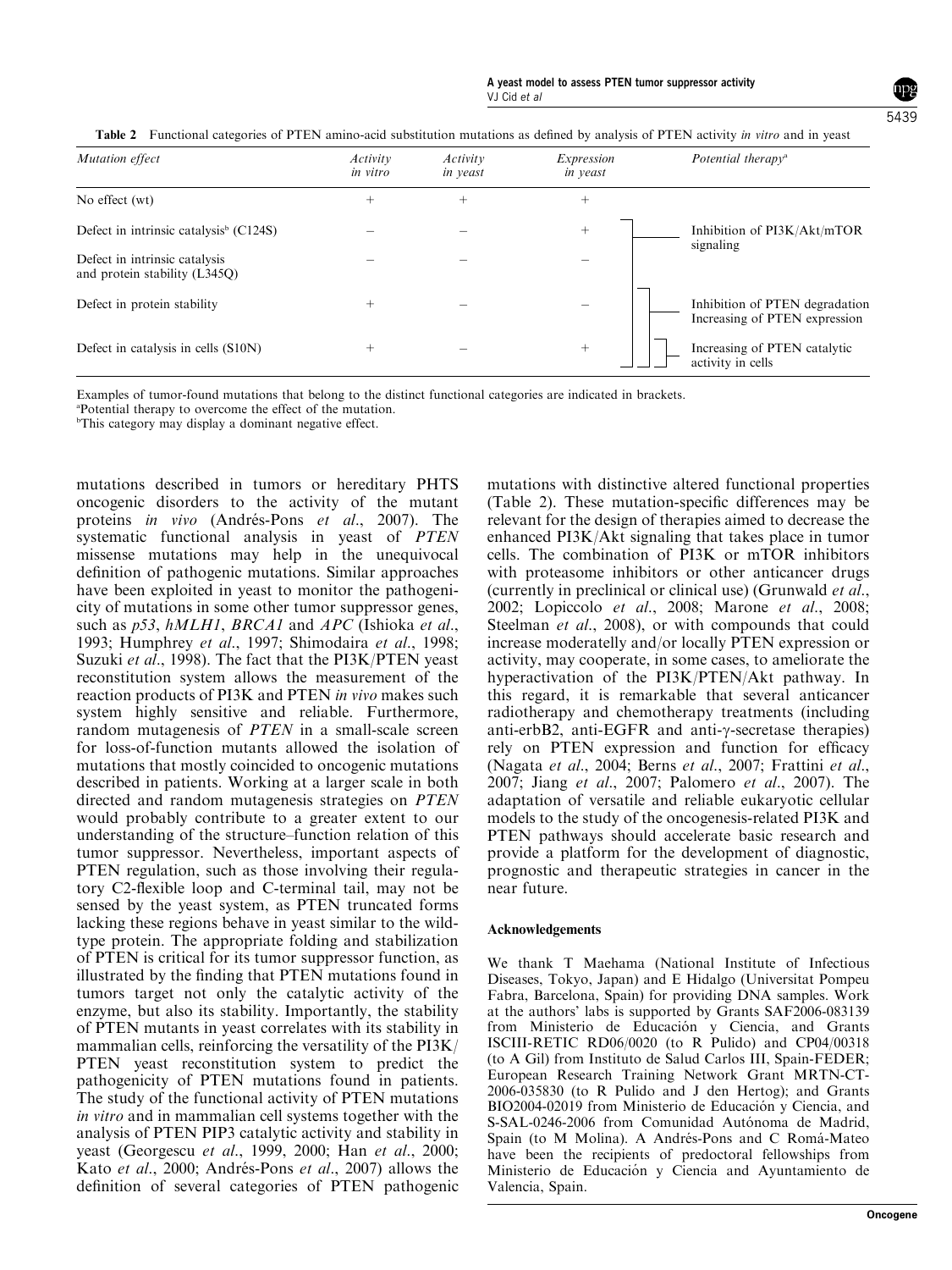**Table 2** Functional categories of PTEN amino-acid substitution mutations as defined by analysis of PTEN activity *in vitro* and in yeast

| *Mutation effect* | *Activity in vitro* | *Activity in yeast* | *Expression in yeast* | *Potential therapy*[a] |
|---|---|---|---|---|
| No effect (wt) | + | + | + | |
| Defect in intrinsic catalysis[b] (C124S) | – | – | + | Inhibition of PI3K/Akt/mTOR signaling |
| Defect in intrinsic catalysis and protein stability (L345Q) | – | – | – | |
| Defect in protein stability | + | – | – | Inhibition of PTEN degradation Increasing of PTEN expression |
| Defect in catalysis in cells (S10N) | + | – | + | Increasing of PTEN catalytic activity in cells |

Examples of tumor-found mutations that belong to the distinct functional categories are indicated in brackets.
[a]Potential therapy to overcome the effect of the mutation.
[b]This category may display a dominant negative effect.

mutations described in tumors or hereditary PHTS oncogenic disorders to the activity of the mutant proteins *in vivo* (Andrés-Pons *et al*., 2007). The systematic functional analysis in yeast of *PTEN* missense mutations may help in the unequivocal definition of pathogenic mutations. Similar approaches have been exploited in yeast to monitor the pathogenicity of mutations in some other tumor suppressor genes, such as *p53*, *hMLH1*, *BRCA1* and *APC* (Ishioka *et al*., 1993; Humphrey *et al*., 1997; Shimodaira *et al*., 1998; Suzuki *et al*., 1998). The fact that the PI3K/PTEN yeast reconstitution system allows the measurement of the reaction products of PI3K and PTEN *in vivo* makes such system highly sensitive and reliable. Furthermore, random mutagenesis of *PTEN* in a small-scale screen for loss-of-function mutants allowed the isolation of mutations that mostly coincided to oncogenic mutations described in patients. Working at a larger scale in both directed and random mutagenesis strategies on *PTEN* would probably contribute to a greater extent to our understanding of the structure–function relation of this tumor suppressor. Nevertheless, important aspects of PTEN regulation, such as those involving their regulatory C2-flexible loop and C-terminal tail, may not be sensed by the yeast system, as PTEN truncated forms lacking these regions behave in yeast similar to the wild-type protein. The appropriate folding and stabilization of PTEN is critical for its tumor suppressor function, as illustrated by the finding that PTEN mutations found in tumors target not only the catalytic activity of the enzyme, but also its stability. Importantly, the stability of PTEN mutants in yeast correlates with its stability in mammalian cells, reinforcing the versatility of the PI3K/PTEN yeast reconstitution system to predict the pathogenicity of PTEN mutations found in patients. The study of the functional activity of PTEN mutations *in vitro* and in mammalian cell systems together with the analysis of PTEN PIP3 catalytic activity and stability in yeast (Georgescu *et al*., 1999, 2000; Han *et al*., 2000; Kato *et al*., 2000; Andrés-Pons *et al*., 2007) allows the definition of several categories of PTEN pathogenic mutations with distinctive altered functional properties (Table 2). These mutation-specific differences may be relevant for the design of therapies aimed to decrease the enhanced PI3K/Akt signaling that takes place in tumor cells. The combination of PI3K or mTOR inhibitors with proteasome inhibitors or other anticancer drugs (currently in preclinical or clinical use) (Grunwald *et al*., 2002; Lopiccolo *et al*., 2008; Marone *et al*., 2008; Steelman *et al*., 2008), or with compounds that could increase moderatelly and/or locally PTEN expression or activity, may cooperate, in some cases, to ameliorate the hyperactivation of the PI3K/PTEN/Akt pathway. In this regard, it is remarkable that several anticancer radiotherapy and chemotherapy treatments (including anti-erbB2, anti-EGFR and anti-γ-secretase therapies) rely on PTEN expression and function for efficacy (Nagata *et al*., 2004; Berns *et al*., 2007; Frattini *et al*., 2007; Jiang *et al*., 2007; Palomero *et al*., 2007). The adaptation of versatile and reliable eukaryotic cellular models to the study of the oncogenesis-related PI3K and PTEN pathways should accelerate basic research and provide a platform for the development of diagnostic, prognostic and therapeutic strategies in cancer in the near future.

### Acknowledgements

We thank T Maehama (National Institute of Infectious Diseases, Tokyo, Japan) and E Hidalgo (Universitat Pompeu Fabra, Barcelona, Spain) for providing DNA samples. Work at the authors' labs is supported by Grants SAF2006-083139 from Ministerio de Educación y Ciencia, and Grants ISCIII-RETIC RD06/0020 (to R Pulido) and CP04/00318 (to A Gil) from Instituto de Salud Carlos III, Spain-FEDER; European Research Training Network Grant MRTN-CT-2006-035830 (to R Pulido and J den Hertog); and Grants BIO2004-02019 from Ministerio de Educación y Ciencia, and S-SAL-0246-2006 from Comunidad Autónoma de Madrid, Spain (to M Molina). A Andrés-Pons and C Romá-Mateo have been the recipients of predoctoral fellowships from Ministerio de Educación y Ciencia and Ayuntamiento de Valencia, Spain.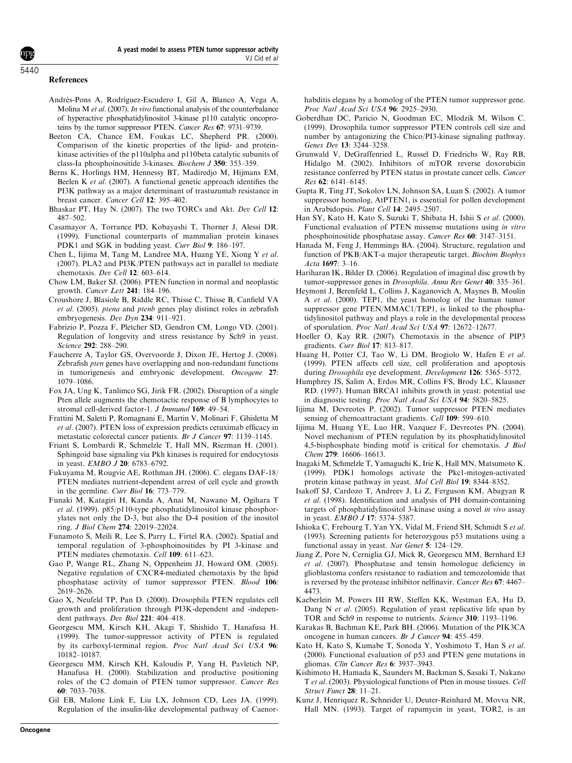## References

Andrés-Pons A, Rodríguez-Escudero I, Gil A, Blanco A, Vega A, Molina M *et al*. (2007). *In vivo* functional analysis of the counterbalance of hyperactive phosphatidylinositol 3-kinase p110 catalytic oncoproteins by the tumor suppressor PTEN. *Cancer Res* **67**: 9731–9739.

Beeton CA, Chance EM, Foukas LC, Shepherd PR. (2000). Comparison of the kinetic properties of the lipid- and protein-kinase activities of the p110alpha and p110beta catalytic subunits of class-Ia phosphoinositide 3-kinases. *Biochem J* **350**: 353–359.

Berns K, Horlings HM, Hennessy BT, Madiredjo M, Hijmans EM, Beelen K *et al*. (2007). A functional genetic approach identifies the PI3K pathway as a major determinant of trastuzumab resistance in breast cancer. *Cancer Cell* **12**: 395–402.

Bhaskar PT, Hay N. (2007). The two TORCs and Akt. *Dev Cell* **12**: 487–502.

Casamayor A, Torrance PD, Kobayashi T, Thorner J, Alessi DR. (1999). Functional counterparts of mammalian protein kinases PDK1 and SGK in budding yeast. *Curr Biol* **9**: 186–197.

Chen L, Iijima M, Tang M, Landree MA, Huang YE, Xiong Y *et al*. (2007). PLA2 and PI3K/PTEN pathways act in parallel to mediate chemotaxis. *Dev Cell* **12**: 603–614.

Chow LM, Baker SJ. (2006). PTEN function in normal and neoplastic growth. *Cancer Lett* **241**: 184–196.

Croushore J, Blasiole B, Riddle RC, Thisse C, Thisse B, Canfield VA *et al*. (2005). *ptena* and *ptenb* genes play distinct roles in zebrafish embryogenesis. *Dev Dyn* **234**: 911–921.

Fabrizio P, Pozza F, Pletcher SD, Gendron CM, Longo VD. (2001). Regulation of longevity and stress resistance by Sch9 in yeast. *Science* **292**: 288–290.

Faucherre A, Taylor GS, Overvoorde J, Dixon JE, Hertog J. (2008). Zebrafish *pten* genes have overlapping and non-redundant functions in tumorigenesis and embryonic development. *Oncogene* **27**: 1079–1086.

Fox JA, Ung K, Tanlimco SG, Jirik FR. (2002). Disruption of a single Pten allele augments the chemotactic response of B lymphocytes to stromal cell-derived factor-1. *J Immunol* **169**: 49–54.

Frattini M, Saletti P, Romagnani E, Martin V, Molinari F, Ghisletta M *et al*. (2007). PTEN loss of expression predicts cetuximab efficacy in metastatic colorectal cancer patients. *Br J Cancer* **97**: 1139–1145.

Friant S, Lombardi R, Schmelzle T, Hall MN, Riezman H. (2001). Sphingoid base signaling via Pkh kinases is required for endocytosis in yeast. *EMBO J* **20**: 6783–6792.

Fukuyama M, Rougvie AE, Rothman JH. (2006). C. elegans DAF-18/PTEN mediates nutrient-dependent arrest of cell cycle and growth in the germline. *Curr Biol* **16**: 773–779.

Funaki M, Katagiri H, Kanda A, Anai M, Nawano M, Ogihara T *et al*. (1999). p85/p110-type phosphatidylinositol kinase phosphorylates not only the D-3, but also the D-4 position of the inositol ring. *J Biol Chem* **274**: 22019–22024.

Funamoto S, Meili R, Lee S, Parry L, Firtel RA. (2002). Spatial and temporal regulation of 3-phosphoinositides by PI 3-kinase and PTEN mediates chemotaxis. *Cell* **109**: 611–623.

Gao P, Wange RL, Zhang N, Oppenheim JJ, Howard OM. (2005). Negative regulation of CXCR4-mediated chemotaxis by the lipid phosphatase activity of tumor suppressor PTEN. *Blood* **106**: 2619–2626.

Gao X, Neufeld TP, Pan D. (2000). Drosophila PTEN regulates cell growth and proliferation through PI3K-dependent and -independent pathways. *Dev Biol* **221**: 404–418.

Georgescu MM, Kirsch KH, Akagi T, Shishido T, Hanafusa H. (1999). The tumor-suppressor activity of PTEN is regulated by its carboxyl-terminal region. *Proc Natl Acad Sci USA* **96**: 10182–10187.

Georgescu MM, Kirsch KH, Kaloudis P, Yang H, Pavletich NP, Hanafusa H. (2000). Stabilization and productive positioning roles of the C2 domain of PTEN tumor suppressor. *Cancer Res* **60**: 7033–7038.

Gil EB, Malone Link E, Liu LX, Johnson CD, Lees JA. (1999). Regulation of the insulin-like developmental pathway of Caenorhabditis elegans by a homolog of the PTEN tumor suppressor gene. *Proc Natl Acad Sci USA* **96**: 2925–2930.

Goberdhan DC, Paricio N, Goodman EC, Mlodzik M, Wilson C. (1999). Drosophila tumor suppressor PTEN controls cell size and number by antagonizing the Chico/PI3-kinase signaling pathway. *Genes Dev* **13**: 3244–3258.

Grunwald V, DeGraffenried L, Russel D, Friedrichs W, Ray RB, Hidalgo M. (2002). Inhibitors of mTOR reverse doxorubicin resistance conferred by PTEN status in prostate cancer cells. *Cancer Res* **62**: 6141–6145.

Gupta R, Ting JT, Sokolov LN, Johnson SA, Luan S. (2002). A tumor suppressor homolog, AtPTEN1, is essential for pollen development in Arabidopsis. *Plant Cell* **14**: 2495–2507.

Han SY, Kato H, Kato S, Suzuki T, Shibata H, Ishii S *et al*. (2000). Functional evaluation of PTEN missense mutations using *in vitro* phosphoinositide phosphatase assay. *Cancer Res* **60**: 3147–3151.

Hanada M, Feng J, Hemmings BA. (2004). Structure, regulation and function of PKB/AKT-a major therapeutic target. *Biochim Biophys Acta* **1697**: 3–16.

Hariharan IK, Bilder D. (2006). Regulation of imaginal disc growth by tumor-suppressor genes in *Drosophila*. *Annu Rev Genet* **40**: 335–361.

Heymont J, Berenfeld L, Collins J, Kaganovich A, Maynes B, Moulin A *et al*. (2000). TEP1, the yeast homolog of the human tumor suppressor gene PTEN/MMAC1/TEP1, is linked to the phosphatidylinositol pathway and plays a role in the developmental process of sporulation. *Proc Natl Acad Sci USA* **97**: 12672–12677.

Hoeller O, Kay RR. (2007). Chemotaxis in the absence of PIP3 gradients. *Curr Biol* **17**: 813–817.

Huang H, Potter CJ, Tao W, Li DM, Brogiolo W, Hafen E *et al*. (1999). PTEN affects cell size, cell proliferation and apoptosis during *Drosophila* eye development. *Development* **126**: 5365–5372.

Humphrey JS, Salim A, Erdos MR, Collins FS, Brody LC, Klausner RD. (1997). Human BRCA1 inhibits growth in yeast: potential use in diagnostic testing. *Proc Natl Acad Sci USA* **94**: 5820–5825.

Iijima M, Devreotes P. (2002). Tumor suppressor PTEN mediates sensing of chemoattractant gradients. *Cell* **109**: 599–610.

Iijima M, Huang YE, Luo HR, Vazquez F, Devreotes PN. (2004). Novel mechanism of PTEN regulation by its phosphatidylinositol 4,5-bisphosphate binding motif is critical for chemotaxis. *J Biol Chem* **279**: 16606–16613.

Inagaki M, Schmelzle T, Yamaguchi K, Irie K, Hall MN, Matsumoto K. (1999). PDK1 homologs activate the Pkc1-mitogen-activated protein kinase pathway in yeast. *Mol Cell Biol* **19**: 8344–8352.

Isakoff SJ, Cardozo T, Andreev J, Li Z, Ferguson KM, Abagyan R *et al*. (1998). Identification and analysis of PH domain-containing targets of phosphatidylinositol 3-kinase using a novel *in vivo* assay in yeast. *EMBO J* **17**: 5374–5387.

Ishioka C, Frebourg T, Yan YX, Vidal M, Friend SH, Schmidt S *et al*. (1993). Screening patients for heterozygous p53 mutations using a functional assay in yeast. *Nat Genet* **5**: 124–129.

Jiang Z, Pore N, Cerniglia GJ, Mick R, Georgescu MM, Bernhard EJ *et al*. (2007). Phosphatase and tensin homologue deficiency in glioblastoma confers resistance to radiation and temozolomide that is reversed by the protease inhibitor nelfinavir. *Cancer Res* **67**: 4467–4473.

Kaeberlein M, Powers III RW, Steffen KK, Westman EA, Hu D, Dang N *et al*. (2005). Regulation of yeast replicative life span by TOR and Sch9 in response to nutrients. *Science* **310**: 1193–1196.

Karakas B, Bachman KE, Park BH. (2006). Mutation of the PIK3CA oncogene in human cancers. *Br J Cancer* **94**: 455–459.

Kato H, Kato S, Kumabe T, Sonoda Y, Yoshimoto T, Han S *et al*. (2000). Functional evaluation of p53 and PTEN gene mutations in gliomas. *Clin Cancer Res* **6**: 3937–3943.

Kishimoto H, Hamada K, Saunders M, Backman S, Sasaki T, Nakano T *et al*. (2003). Physiological functions of Pten in mouse tissues. *Cell Struct Funct* **28**: 11–21.

Kunz J, Henriquez R, Schneider U, Deuter-Reinhard M, Movva NR, Hall MN. (1993). Target of rapamycin in yeast, TOR2, is an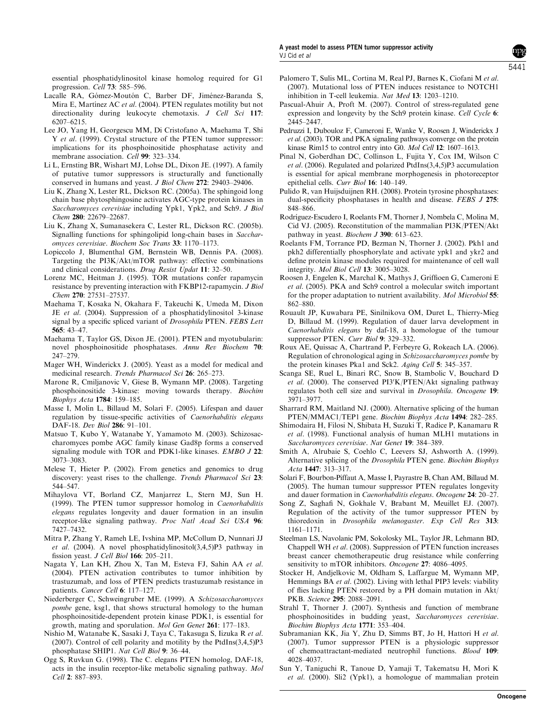essential phosphatidylinositol kinase homolog required for G1 progression. *Cell* **73**: 585–596.

Lacalle RA, Gómez-Moutón C, Barber DF, Jiménez-Baranda S, Mira E, Martínez AC *et al*. (2004). PTEN regulates motility but not directionality during leukocyte chemotaxis. *J Cell Sci* **117**: 6207–6215.

Lee JO, Yang H, Georgescu MM, Di Cristofano A, Maehama T, Shi Y *et al*. (1999). Crystal structure of the PTEN tumor suppressor: implications for its phosphoinositide phosphatase activity and membrane association. *Cell* **99**: 323–334.

Li L, Ernsting BR, Wishart MJ, Lohse DL, Dixon JE. (1997). A family of putative tumor suppressors is structurally and functionally conserved in humans and yeast. *J Biol Chem* **272**: 29403–29406.

Liu K, Zhang X, Lester RL, Dickson RC. (2005a). The sphingoid long chain base phytosphingosine activates AGC-type protein kinases in *Saccharomyces cerevisiae* including Ypk1, Ypk2, and Sch9. *J Biol Chem* **280**: 22679–22687.

Liu K, Zhang X, Sumanasekera C, Lester RL, Dickson RC. (2005b). Signalling functions for sphingolipid long-chain bases in *Saccharomyces cerevisiae*. *Biochem Soc Trans* **33**: 1170–1173.

Lopiccolo J, Blumenthal GM, Bernstein WB, Dennis PA. (2008). Targeting the PI3K/Akt/mTOR pathway: effective combinations and clinical considerations. *Drug Resist Updat* **11**: 32–50.

Lorenz MC, Heitman J. (1995). TOR mutations confer rapamycin resistance by preventing interaction with FKBP12-rapamycin. *J Biol Chem* **270**: 27531–27537.

Maehama T, Kosaka N, Okahara F, Takeuchi K, Umeda M, Dixon JE *et al*. (2004). Suppression of a phosphatidylinositol 3-kinase signal by a specific spliced variant of *Drosophila* PTEN. *FEBS Lett* **565**: 43–47.

Maehama T, Taylor GS, Dixon JE. (2001). PTEN and myotubularin: novel phosphoinositide phosphatases. *Annu Rev Biochem* **70**: 247–279.

Mager WH, Winderickx J. (2005). Yeast as a model for medical and medicinal research. *Trends Pharmacol Sci* **26**: 265–273.

Marone R, Cmiljanovic V, Giese B, Wymann MP. (2008). Targeting phosphoinositide 3-kinase: moving towards therapy. *Biochim Biophys Acta* **1784**: 159–185.

Masse I, Molin L, Billaud M, Solari F. (2005). Lifespan and dauer regulation by tissue-specific activities of *Caenorhabditis elegans* DAF-18. *Dev Biol* **286**: 91–101.

Matsuo T, Kubo Y, Watanabe Y, Yamamoto M. (2003). *Schizosaccharomyces pombe* AGC family kinase Gad8p forms a conserved signaling module with TOR and PDK1-like kinases. *EMBO J* **22**: 3073–3083.

Melese T, Hieter P. (2002). From genetics and genomics to drug discovery: yeast rises to the challenge. *Trends Pharmacol Sci* **23**: 544–547.

Mihaylova VT, Borland CZ, Manjarrez L, Stern MJ, Sun H. (1999). The PTEN tumor suppressor homolog in *Caenorhabditis elegans* regulates longevity and dauer formation in an insulin receptor-like signaling pathway. *Proc Natl Acad Sci USA* **96**: 7427–7432.

Mitra P, Zhang Y, Rameh LE, Ivshina MP, McCollum D, Nunnari JJ *et al*. (2004). A novel phosphatidylinositol(3,4,5)P3 pathway in fission yeast. *J Cell Biol* **166**: 205–211.

Nagata Y, Lan KH, Zhou X, Tan M, Esteva FJ, Sahin AA *et al*. (2004). PTEN activation contributes to tumor inhibition by trastuzumab, and loss of PTEN predicts trastuzumab resistance in patients. *Cancer Cell* **6**: 117–127.

Niederberger C, Schweingruber ME. (1999). A *Schizosaccharomyces pombe* gene, ksg1, that shows structural homology to the human phosphoinositide-dependent protein kinase PDK1, is essential for growth, mating and sporulation. *Mol Gen Genet* **261**: 177–183.

Nishio M, Watanabe K, Sasaki J, Taya C, Takasuga S, Iizuka R *et al*. (2007). Control of cell polarity and motility by the PtdIns(3,4,5)P3 phosphatase SHIP1. *Nat Cell Biol* **9**: 36–44.

Ogg S, Ruvkun G. (1998). The C. elegans PTEN homolog, DAF-18, acts in the insulin receptor-like metabolic signaling pathway. *Mol Cell* **2**: 887–893.

Palomero T, Sulis ML, Cortina M, Real PJ, Barnes K, Ciofani M *et al*. (2007). Mutational loss of PTEN induces resistance to NOTCH1 inhibition in T-cell leukemia. *Nat Med* **13**: 1203–1210.

Pascual-Ahuir A, Proft M. (2007). Control of stress-regulated gene expression and longevity by the Sch9 protein kinase. *Cell Cycle* **6**: 2445–2447.

Pedruzzi I, Dubouloz F, Cameroni E, Wanke V, Roosen J, Winderickx J *et al*. (2003). TOR and PKA signaling pathways converge on the protein kinase Rim15 to control entry into G0. *Mol Cell* **12**: 1607–1613.

Pinal N, Goberdhan DC, Collinson L, Fujita Y, Cox IM, Wilson C *et al*. (2006). Regulated and polarized PtdIns(3,4,5)P3 accumulation is essential for apical membrane morphogenesis in photoreceptor epithelial cells. *Curr Biol* **16**: 140–149.

Pulido R, van Huijsduijnen RH. (2008). Protein tyrosine phosphatases: dual-specificity phosphatases in health and disease. *FEBS J* **275**: 848–866.

Rodríguez-Escudero I, Roelants FM, Thorner J, Nombela C, Molina M, Cid VJ. (2005). Reconstitution of the mammalian PI3K/PTEN/Akt pathway in yeast. *Biochem J* **390**: 613–623.

Roelants FM, Torrance PD, Bezman N, Thorner J. (2002). Pkh1 and pkh2 differentially phosphorylate and activate ypk1 and ykr2 and define protein kinase modules required for maintenance of cell wall integrity. *Mol Biol Cell* **13**: 3005–3028.

Roosen J, Engelen K, Marchal K, Mathys J, Griffioen G, Cameroni E *et al*. (2005). PKA and Sch9 control a molecular switch important for the proper adaptation to nutrient availability. *Mol Microbiol* **55**: 862–880.

Rouault JP, Kuwabara PE, Sinilnikova OM, Duret L, Thierry-Mieg D, Billaud M. (1999). Regulation of dauer larva development in *Caenorhabditis elegans* by daf-18, a homologue of the tumour suppressor PTEN. *Curr Biol* **9**: 329–332.

Roux AE, Quissac A, Chartrand P, Ferbeyre G, Rokeach LA. (2006). Regulation of chronological aging in *Schizosaccharomyces pombe* by the protein kinases Pka1 and Sck2. *Aging Cell* **5**: 345–357.

Scanga SE, Ruel L, Binari RC, Snow B, Stambolic V, Bouchard D *et al*. (2000). The conserved PI3′K/PTEN/Akt signaling pathway regulates both cell size and survival in *Drosophila*. *Oncogene* **19**: 3971–3977.

Sharrard RM, Maitland NJ. (2000). Alternative splicing of the human PTEN/MMAC1/TEP1 gene. *Biochim Biophys Acta* **1494**: 282–285.

Shimodaira H, Filosi N, Shibata H, Suzuki T, Radice P, Kanamaru R *et al*. (1998). Functional analysis of human MLH1 mutations in *Saccharomyces cerevisiae*. *Nat Genet* **19**: 384–389.

Smith A, Alrubaie S, Coehlo C, Leevers SJ, Ashworth A. (1999). Alternative splicing of the *Drosophila* PTEN gene. *Biochim Biophys Acta* **1447**: 313–317.

Solari F, Bourbon-Piffaut A, Masse I, Payrastre B, Chan AM, Billaud M. (2005). The human tumour suppressor PTEN regulates longevity and dauer formation in *Caenorhabditis elegans*. *Oncogene* **24**: 20–27.

Song Z, Saghafi N, Gokhale V, Brabant M, Meuillet EJ. (2007). Regulation of the activity of the tumor suppressor PTEN by thioredoxin in *Drosophila melanogaster*. *Exp Cell Res* **313**: 1161–1171.

Steelman LS, Navolanic PM, Sokolosky ML, Taylor JR, Lehmann BD, Chappell WH *et al*. (2008). Suppression of PTEN function increases breast cancer chemotherapeutic drug resistance while conferring sensitivity to mTOR inhibitors. *Oncogene* **27**: 4086–4095.

Stocker H, Andjelkovic M, Oldham S, Laffargue M, Wymann MP, Hemmings BA *et al*. (2002). Living with lethal PIP3 levels: viability of flies lacking PTEN restored by a PH domain mutation in Akt/PKB. *Science* **295**: 2088–2091.

Strahl T, Thorner J. (2007). Synthesis and function of membrane phosphoinositides in budding yeast, *Saccharomyces cerevisiae*. *Biochim Biophys Acta* **1771**: 353–404.

Subramanian KK, Jia Y, Zhu D, Simms BT, Jo H, Hattori H *et al*. (2007). Tumor suppressor PTEN is a physiologic suppressor of chemoattractant-mediated neutrophil functions. *Blood* **109**: 4028–4037.

Sun Y, Taniguchi R, Tanoue D, Yamaji T, Takematsu H, Mori K *et al*. (2000). Sli2 (Ypk1), a homologue of mammalian protein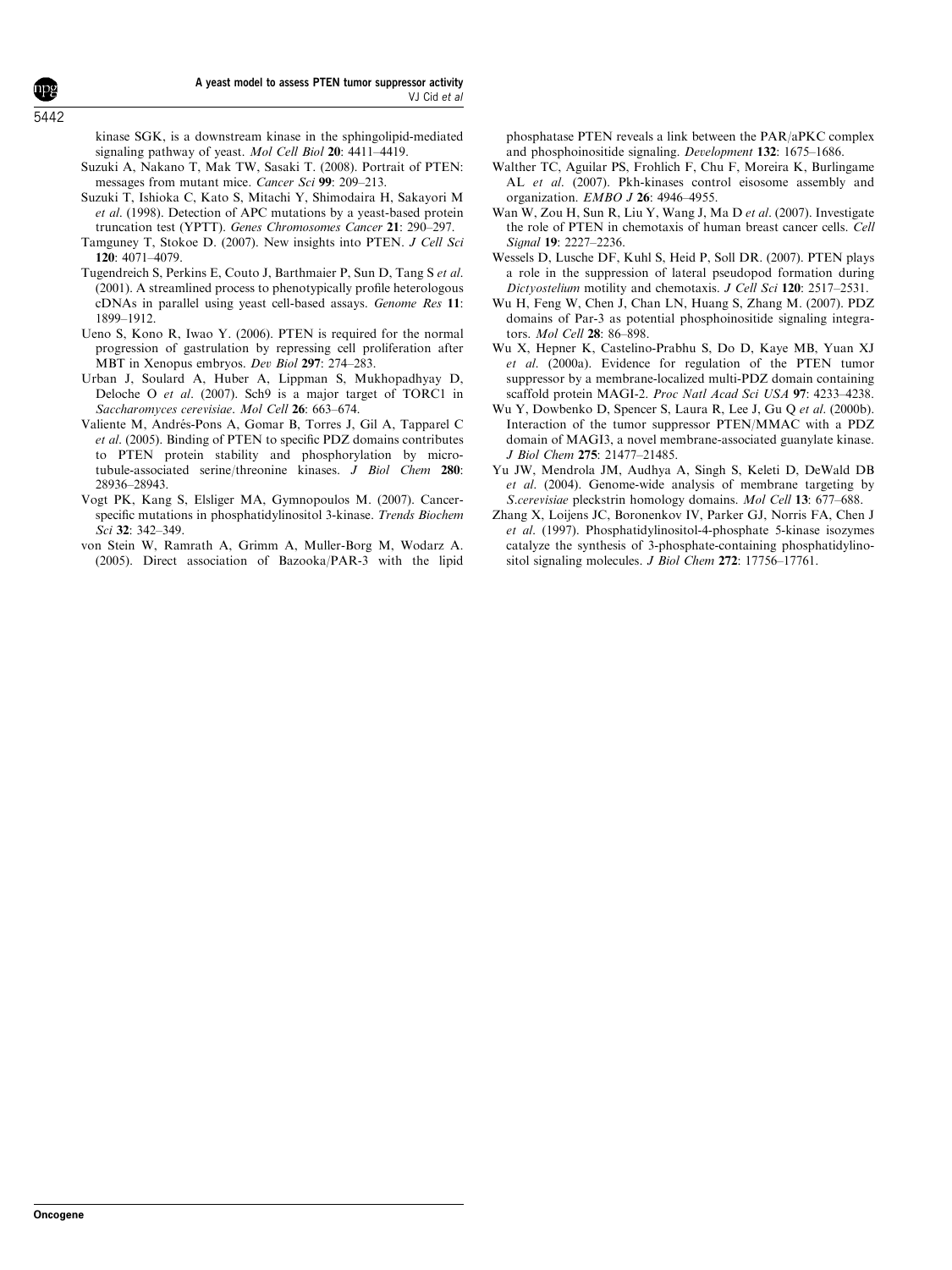kinase SGK, is a downstream kinase in the sphingolipid-mediated signaling pathway of yeast. *Mol Cell Biol* **20**: 4411–4419.

Suzuki A, Nakano T, Mak TW, Sasaki T. (2008). Portrait of PTEN: messages from mutant mice. *Cancer Sci* **99**: 209–213.

Suzuki T, Ishioka C, Kato S, Mitachi Y, Shimodaira H, Sakayori M *et al*. (1998). Detection of APC mutations by a yeast-based protein truncation test (YPTT). *Genes Chromosomes Cancer* **21**: 290–297.

Tamguney T, Stokoe D. (2007). New insights into PTEN. *J Cell Sci* **120**: 4071–4079.

Tugendreich S, Perkins E, Couto J, Barthmaier P, Sun D, Tang S *et al*. (2001). A streamlined process to phenotypically profile heterologous cDNAs in parallel using yeast cell-based assays. *Genome Res* **11**: 1899–1912.

Ueno S, Kono R, Iwao Y. (2006). PTEN is required for the normal progression of gastrulation by repressing cell proliferation after MBT in Xenopus embryos. *Dev Biol* **297**: 274–283.

Urban J, Soulard A, Huber A, Lippman S, Mukhopadhyay D, Deloche O *et al*. (2007). Sch9 is a major target of TORC1 in *Saccharomyces cerevisiae*. *Mol Cell* **26**: 663–674.

Valiente M, Andrés-Pons A, Gomar B, Torres J, Gil A, Tapparel C *et al*. (2005). Binding of PTEN to specific PDZ domains contributes to PTEN protein stability and phosphorylation by microtubule-associated serine/threonine kinases. *J Biol Chem* **280**: 28936–28943.

Vogt PK, Kang S, Elsliger MA, Gymnopoulos M. (2007). Cancer-specific mutations in phosphatidylinositol 3-kinase. *Trends Biochem Sci* **32**: 342–349.

von Stein W, Ramrath A, Grimm A, Muller-Borg M, Wodarz A. (2005). Direct association of Bazooka/PAR-3 with the lipid phosphatase PTEN reveals a link between the PAR/aPKC complex and phosphoinositide signaling. *Development* **132**: 1675–1686.

Walther TC, Aguilar PS, Frohlich F, Chu F, Moreira K, Burlingame AL *et al*. (2007). Pkh-kinases control eisosome assembly and organization. *EMBO J* **26**: 4946–4955.

Wan W, Zou H, Sun R, Liu Y, Wang J, Ma D *et al*. (2007). Investigate the role of PTEN in chemotaxis of human breast cancer cells. *Cell Signal* **19**: 2227–2236.

Wessels D, Lusche DF, Kuhl S, Heid P, Soll DR. (2007). PTEN plays a role in the suppression of lateral pseudopod formation during *Dictyostelium* motility and chemotaxis. *J Cell Sci* **120**: 2517–2531.

Wu H, Feng W, Chen J, Chan LN, Huang S, Zhang M. (2007). PDZ domains of Par-3 as potential phosphoinositide signaling integrators. *Mol Cell* **28**: 86–898.

Wu X, Hepner K, Castelino-Prabhu S, Do D, Kaye MB, Yuan XJ *et al*. (2000a). Evidence for regulation of the PTEN tumor suppressor by a membrane-localized multi-PDZ domain containing scaffold protein MAGI-2. *Proc Natl Acad Sci USA* **97**: 4233–4238.

Wu Y, Dowbenko D, Spencer S, Laura R, Lee J, Gu Q *et al*. (2000b). Interaction of the tumor suppressor PTEN/MMAC with a PDZ domain of MAGI3, a novel membrane-associated guanylate kinase. *J Biol Chem* **275**: 21477–21485.

Yu JW, Mendrola JM, Audhya A, Singh S, Keleti D, DeWald DB *et al*. (2004). Genome-wide analysis of membrane targeting by *S.cerevisiae* pleckstrin homology domains. *Mol Cell* **13**: 677–688.

Zhang X, Loijens JC, Boronenkov IV, Parker GJ, Norris FA, Chen J *et al*. (1997). Phosphatidylinositol-4-phosphate 5-kinase isozymes catalyze the synthesis of 3-phosphate-containing phosphatidylinositol signaling molecules. *J Biol Chem* **272**: 17756–17761.